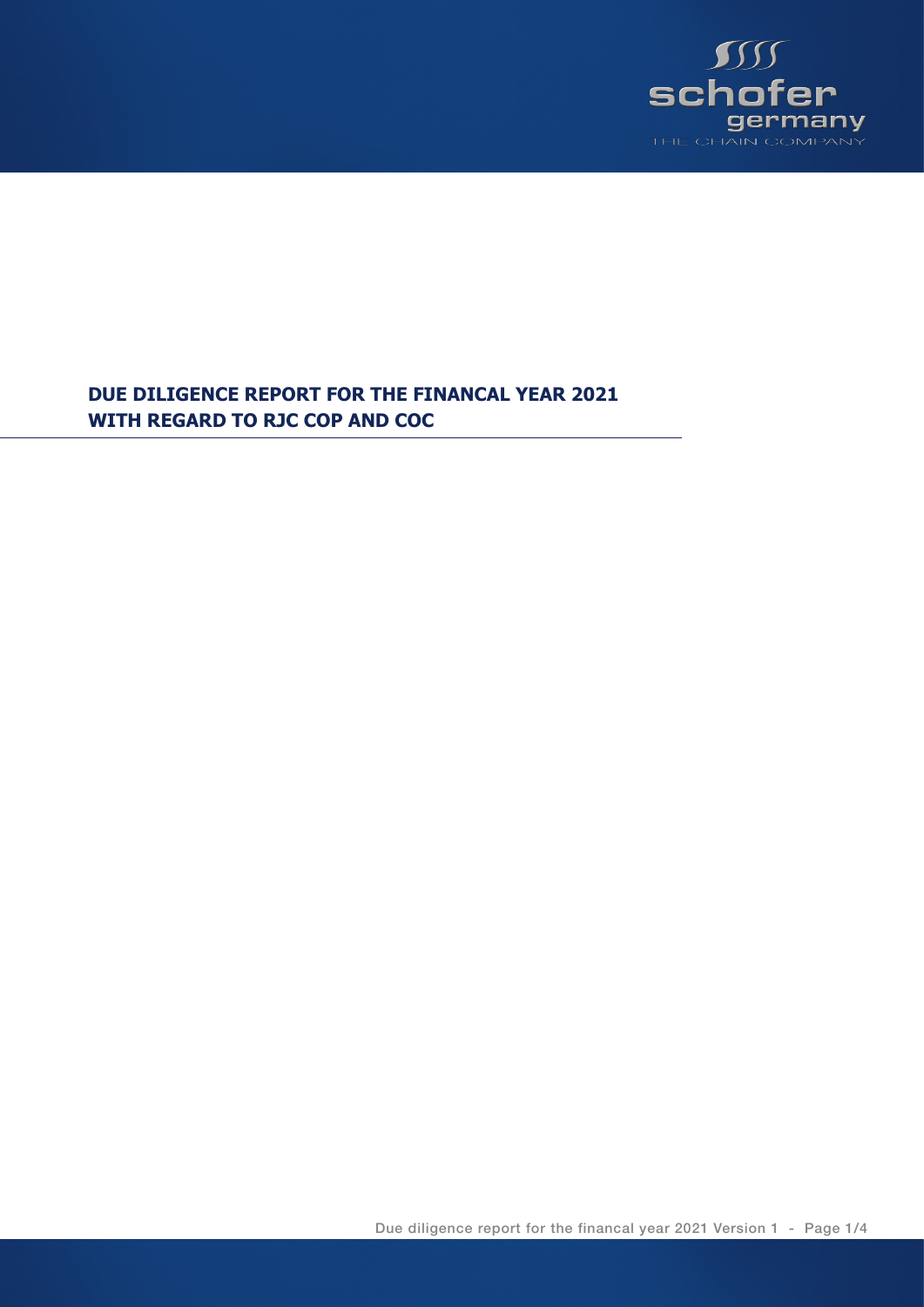# DUE DILIGENCE REPORT FOR THE FINANCAL YEAR 2021 WITH REGARD TO RJC COP AND COC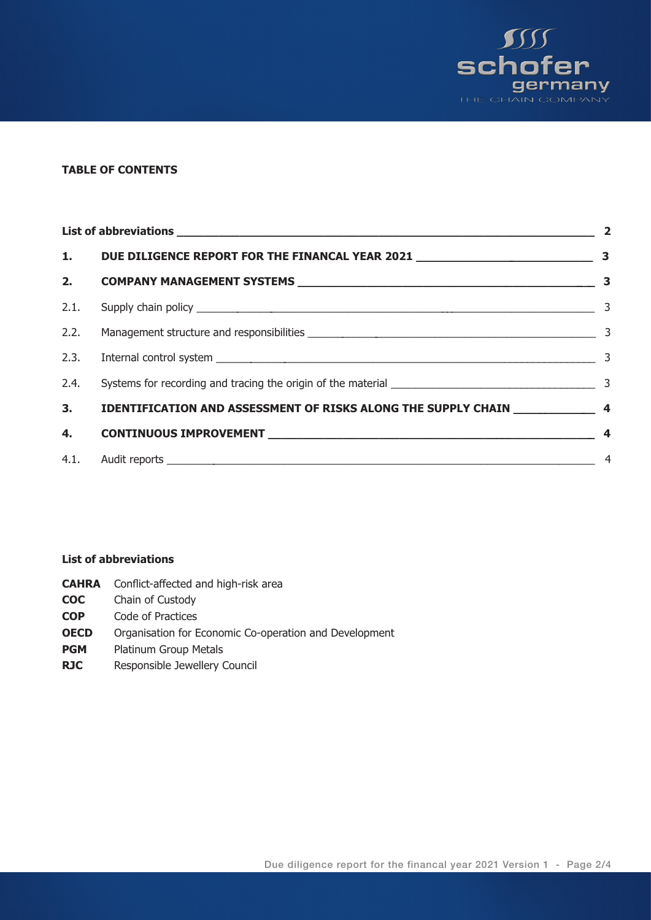**TABLE OF CONTENTS**

| | | |
|---|---|---|
| **List of abbreviations** | | **2** |
| **1.** | **DUE DILIGENCE REPORT FOR THE FINANCAL YEAR 2021** | **3** |
| **2.** | **COMPANY MANAGEMENT SYSTEMS** | **3** |
| 2.1. | Supply chain policy | 3 |
| 2.2. | Management structure and responsibilities | 3 |
| 2.3. | Internal control system | 3 |
| 2.4. | Systems for recording and tracing the origin of the material | 3 |
| **3.** | **IDENTIFICATION AND ASSESSMENT OF RISKS ALONG THE SUPPLY CHAIN** | **4** |
| **4.** | **CONTINUOUS IMPROVEMENT** | **4** |
| 4.1. | Audit reports | 4 |

**List of abbreviations**

**CAHRA** Conflict-affected and high-risk area
**COC** Chain of Custody
**COP** Code of Practices
**OECD** Organisation for Economic Co-operation and Development
**PGM** Platinum Group Metals
**RJC** Responsible Jewellery Council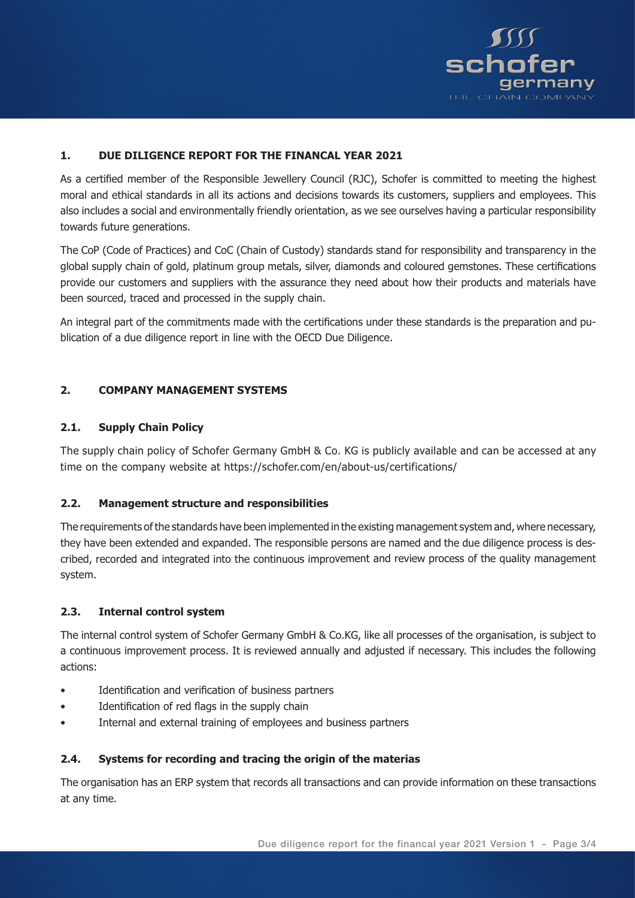## 1. DUE DILIGENCE REPORT FOR THE FINANCAL YEAR 2021

As a certified member of the Responsible Jewellery Council (RJC), Schofer is committed to meeting the highest moral and ethical standards in all its actions and decisions towards its customers, suppliers and employees. This also includes a social and environmentally friendly orientation, as we see ourselves having a particular responsibility towards future generations.

The CoP (Code of Practices) and CoC (Chain of Custody) standards stand for responsibility and transparency in the global supply chain of gold, platinum group metals, silver, diamonds and coloured gemstones. These certifications provide our customers and suppliers with the assurance they need about how their products and materials have been sourced, traced and processed in the supply chain.

An integral part of the commitments made with the certifications under these standards is the preparation and publication of a due diligence report in line with the OECD Due Diligence.

## 2. COMPANY MANAGEMENT SYSTEMS

### 2.1. Supply Chain Policy

The supply chain policy of Schofer Germany GmbH & Co. KG is publicly available and can be accessed at any time on the company website at https://schofer.com/en/about-us/certifications/

### 2.2. Management structure and responsibilities

The requirements of the standards have been implemented in the existing management system and, where necessary, they have been extended and expanded. The responsible persons are named and the due diligence process is described, recorded and integrated into the continuous improvement and review process of the quality management system.

### 2.3. Internal control system

The internal control system of Schofer Germany GmbH & Co.KG, like all processes of the organisation, is subject to a continuous improvement process. It is reviewed annually and adjusted if necessary. This includes the following actions:

- Identification and verification of business partners
- Identification of red flags in the supply chain
- Internal and external training of employees and business partners

### 2.4. Systems for recording and tracing the origin of the materias

The organisation has an ERP system that records all transactions and can provide information on these transactions at any time.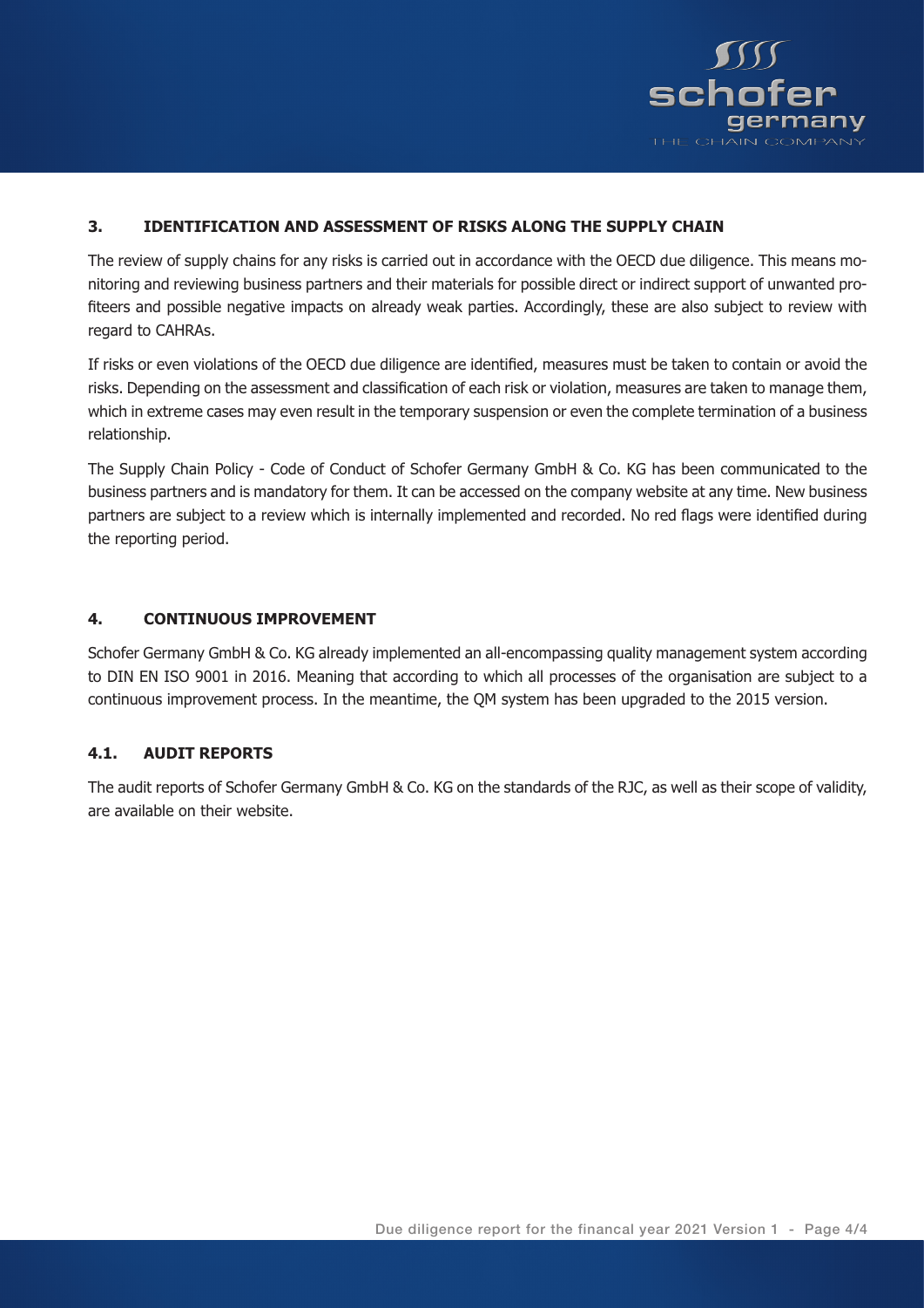## 3. IDENTIFICATION AND ASSESSMENT OF RISKS ALONG THE SUPPLY CHAIN

The review of supply chains for any risks is carried out in accordance with the OECD due diligence. This means monitoring and reviewing business partners and their materials for possible direct or indirect support of unwanted profiteers and possible negative impacts on already weak parties. Accordingly, these are also subject to review with regard to CAHRAs.

If risks or even violations of the OECD due diligence are identified, measures must be taken to contain or avoid the risks. Depending on the assessment and classification of each risk or violation, measures are taken to manage them, which in extreme cases may even result in the temporary suspension or even the complete termination of a business relationship.

The Supply Chain Policy - Code of Conduct of Schofer Germany GmbH & Co. KG has been communicated to the business partners and is mandatory for them. It can be accessed on the company website at any time. New business partners are subject to a review which is internally implemented and recorded. No red flags were identified during the reporting period.

## 4. CONTINUOUS IMPROVEMENT

Schofer Germany GmbH & Co. KG already implemented an all-encompassing quality management system according to DIN EN ISO 9001 in 2016. Meaning that according to which all processes of the organisation are subject to a continuous improvement process. In the meantime, the QM system has been upgraded to the 2015 version.

### 4.1. AUDIT REPORTS

The audit reports of Schofer Germany GmbH & Co. KG on the standards of the RJC, as well as their scope of validity, are available on their website.